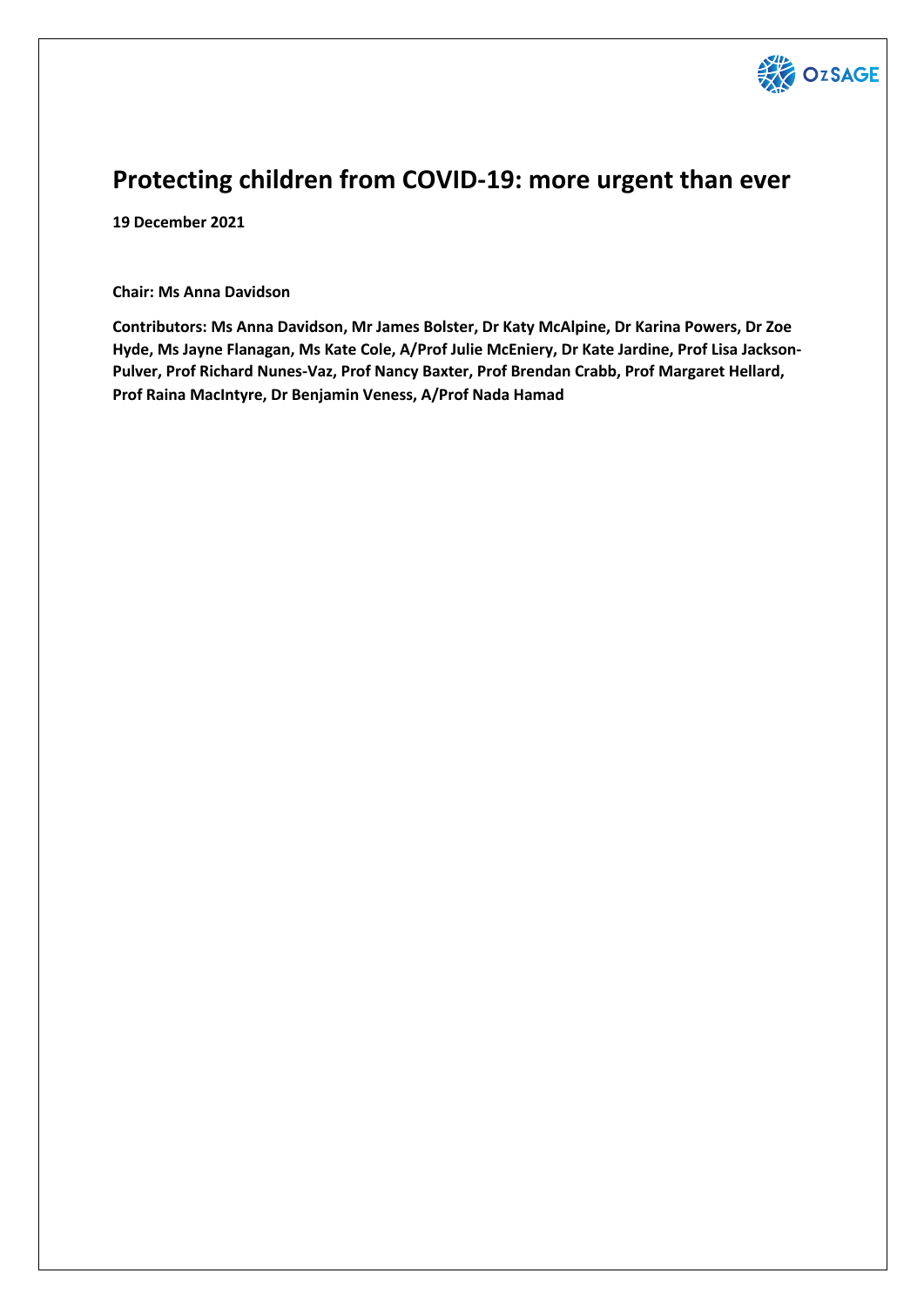# Protecting children from COVID-19: more urgent than ever

**19 December 2021**

**Chair: Ms Anna Davidson**

**Contributors: Ms Anna Davidson, Mr James Bolster, Dr Katy McAlpine, Dr Karina Powers, Dr Zoe Hyde, Ms Jayne Flanagan, Ms Kate Cole, A/Prof Julie McEniery, Dr Kate Jardine, Prof Lisa Jackson-Pulver, Prof Richard Nunes-Vaz, Prof Nancy Baxter, Prof Brendan Crabb, Prof Margaret Hellard, Prof Raina MacIntyre, Dr Benjamin Veness, A/Prof Nada Hamad**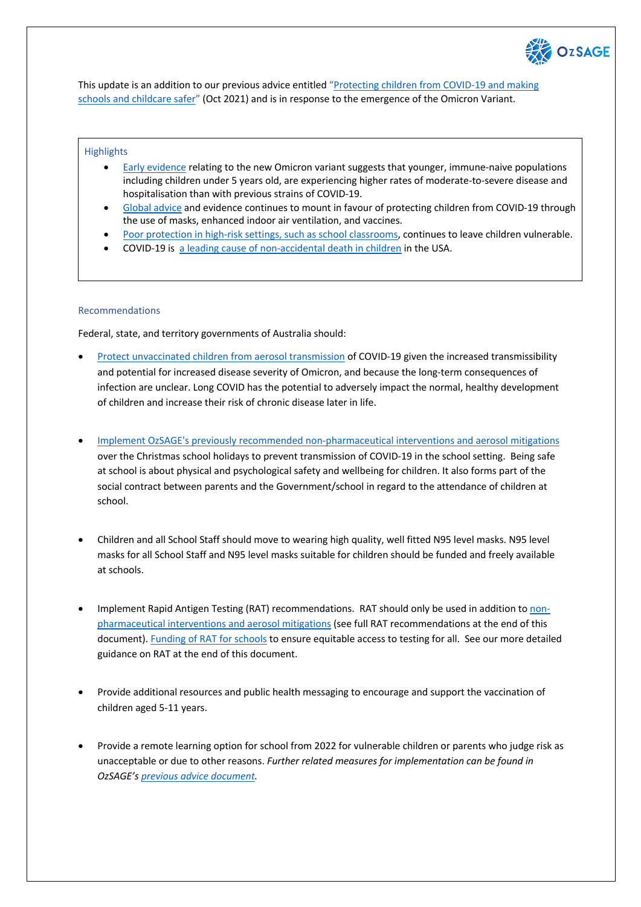This update is an addition to our previous advice entitled "Protecting children from COVID-19 and making schools and childcare safer" (Oct 2021) and is in response to the emergence of the Omicron Variant.

### Highlights

- Early evidence relating to the new Omicron variant suggests that younger, immune-naive populations including children under 5 years old, are experiencing higher rates of moderate-to-severe disease and hospitalisation than with previous strains of COVID-19.
- Global advice and evidence continues to mount in favour of protecting children from COVID-19 through the use of masks, enhanced indoor air ventilation, and vaccines.
- Poor protection in high-risk settings, such as school classrooms, continues to leave children vulnerable.
- COVID-19 is a leading cause of non-accidental death in children in the USA.

### Recommendations

Federal, state, and territory governments of Australia should:

- Protect unvaccinated children from aerosol transmission of COVID-19 given the increased transmissibility and potential for increased disease severity of Omicron, and because the long-term consequences of infection are unclear. Long COVID has the potential to adversely impact the normal, healthy development of children and increase their risk of chronic disease later in life.

- Implement OzSAGE's previously recommended non-pharmaceutical interventions and aerosol mitigations over the Christmas school holidays to prevent transmission of COVID-19 in the school setting. Being safe at school is about physical and psychological safety and wellbeing for children. It also forms part of the social contract between parents and the Government/school in regard to the attendance of children at school.

- Children and all School Staff should move to wearing high quality, well fitted N95 level masks. N95 level masks for all School Staff and N95 level masks suitable for children should be funded and freely available at schools.

- Implement Rapid Antigen Testing (RAT) recommendations. RAT should only be used in addition to non-pharmaceutical interventions and aerosol mitigations (see full RAT recommendations at the end of this document). Funding of RAT for schools to ensure equitable access to testing for all. See our more detailed guidance on RAT at the end of this document.

- Provide additional resources and public health messaging to encourage and support the vaccination of children aged 5-11 years.

- Provide a remote learning option for school from 2022 for vulnerable children or parents who judge risk as unacceptable or due to other reasons. *Further related measures for implementation can be found in OzSAGE's previous advice document.*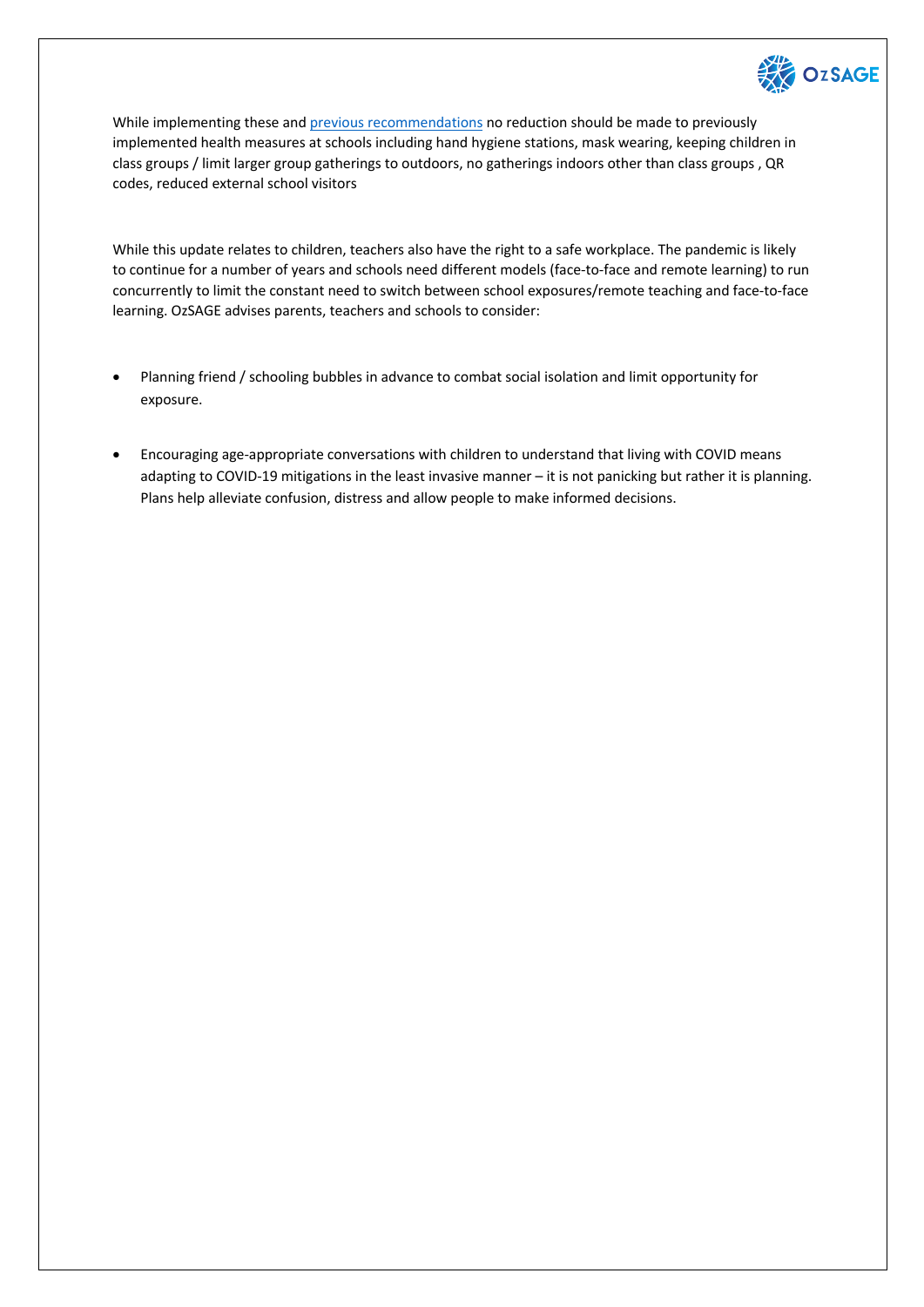While implementing these and previous recommendations no reduction should be made to previously implemented health measures at schools including hand hygiene stations, mask wearing, keeping children in class groups / limit larger group gatherings to outdoors, no gatherings indoors other than class groups , QR codes, reduced external school visitors

While this update relates to children, teachers also have the right to a safe workplace. The pandemic is likely to continue for a number of years and schools need different models (face-to-face and remote learning) to run concurrently to limit the constant need to switch between school exposures/remote teaching and face-to-face learning. OzSAGE advises parents, teachers and schools to consider:

- Planning friend / schooling bubbles in advance to combat social isolation and limit opportunity for exposure.
- Encouraging age-appropriate conversations with children to understand that living with COVID means adapting to COVID-19 mitigations in the least invasive manner – it is not panicking but rather it is planning. Plans help alleviate confusion, distress and allow people to make informed decisions.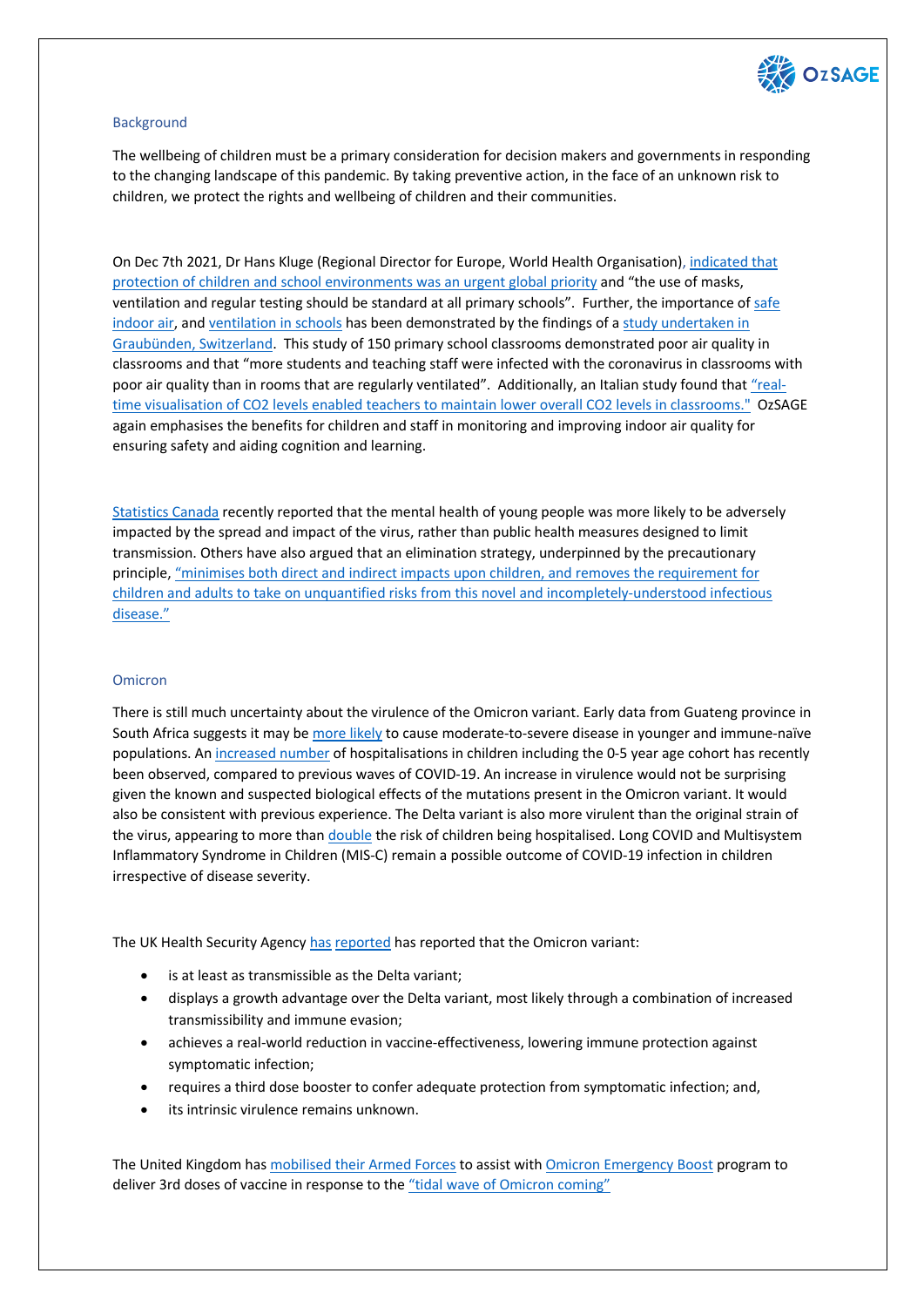## Background

The wellbeing of children must be a primary consideration for decision makers and governments in responding to the changing landscape of this pandemic. By taking preventive action, in the face of an unknown risk to children, we protect the rights and wellbeing of children and their communities.

On Dec 7th 2021, Dr Hans Kluge (Regional Director for Europe, World Health Organisation), indicated that protection of children and school environments was an urgent global priority and "the use of masks, ventilation and regular testing should be standard at all primary schools". Further, the importance of safe indoor air, and ventilation in schools has been demonstrated by the findings of a study undertaken in Graubünden, Switzerland. This study of 150 primary school classrooms demonstrated poor air quality in classrooms and that "more students and teaching staff were infected with the coronavirus in classrooms with poor air quality than in rooms that are regularly ventilated". Additionally, an Italian study found that "real-time visualisation of CO2 levels enabled teachers to maintain lower overall CO2 levels in classrooms." OzSAGE again emphasises the benefits for children and staff in monitoring and improving indoor air quality for ensuring safety and aiding cognition and learning.

Statistics Canada recently reported that the mental health of young people was more likely to be adversely impacted by the spread and impact of the virus, rather than public health measures designed to limit transmission. Others have also argued that an elimination strategy, underpinned by the precautionary principle, "minimises both direct and indirect impacts upon children, and removes the requirement for children and adults to take on unquantified risks from this novel and incompletely-understood infectious disease."

## Omicron

There is still much uncertainty about the virulence of the Omicron variant. Early data from Guateng province in South Africa suggests it may be more likely to cause moderate-to-severe disease in younger and immune-naïve populations. An increased number of hospitalisations in children including the 0-5 year age cohort has recently been observed, compared to previous waves of COVID-19. An increase in virulence would not be surprising given the known and suspected biological effects of the mutations present in the Omicron variant. It would also be consistent with previous experience. The Delta variant is also more virulent than the original strain of the virus, appearing to more than double the risk of children being hospitalised. Long COVID and Multisystem Inflammatory Syndrome in Children (MIS-C) remain a possible outcome of COVID-19 infection in children irrespective of disease severity.

The UK Health Security Agency has reported has reported that the Omicron variant:

- is at least as transmissible as the Delta variant;
- displays a growth advantage over the Delta variant, most likely through a combination of increased transmissibility and immune evasion;
- achieves a real-world reduction in vaccine-effectiveness, lowering immune protection against symptomatic infection;
- requires a third dose booster to confer adequate protection from symptomatic infection; and,
- its intrinsic virulence remains unknown.

The United Kingdom has mobilised their Armed Forces to assist with Omicron Emergency Boost program to deliver 3rd doses of vaccine in response to the "tidal wave of Omicron coming"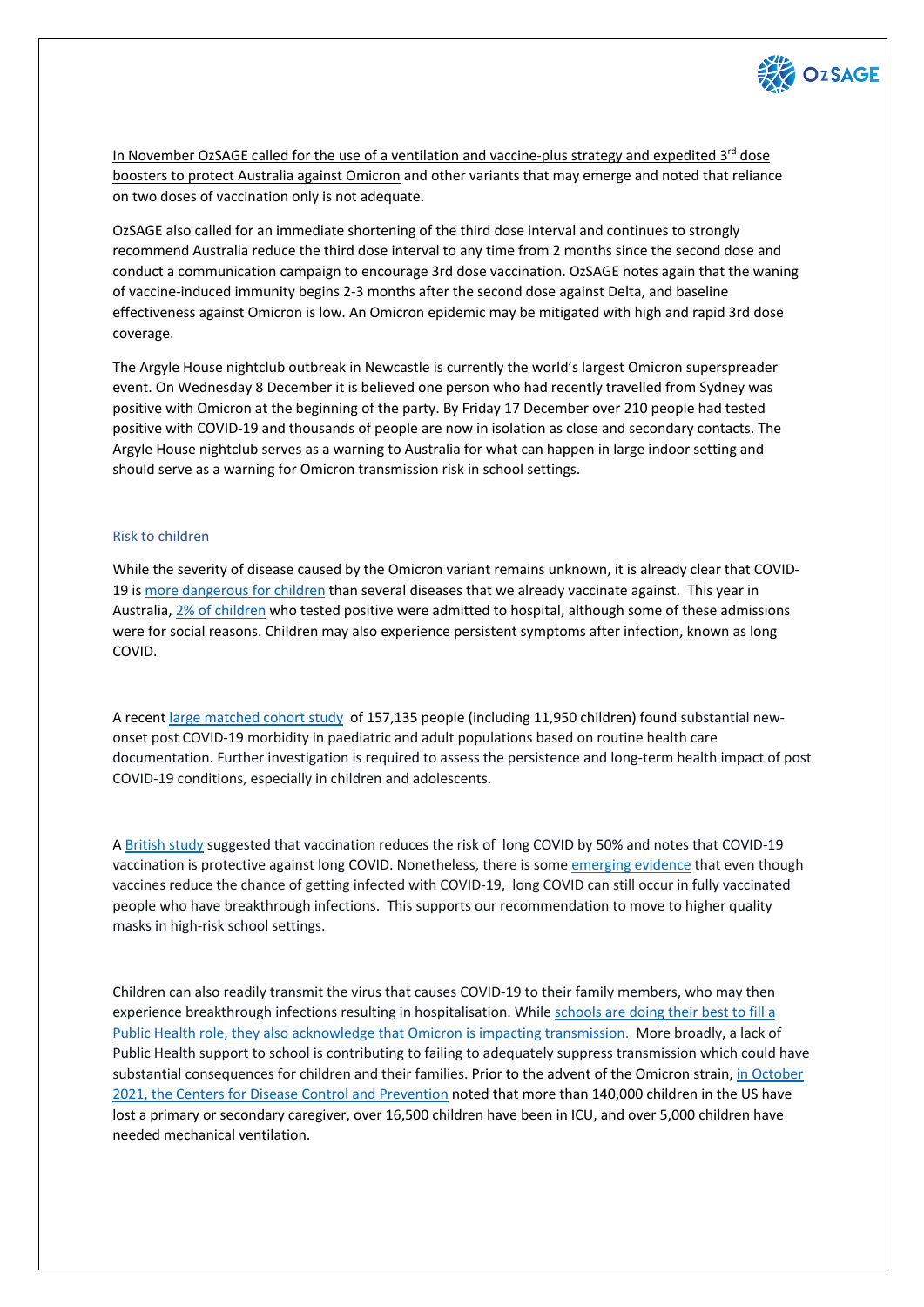In November OzSAGE called for the use of a ventilation and vaccine-plus strategy and expedited 3rd dose boosters to protect Australia against Omicron and other variants that may emerge and noted that reliance on two doses of vaccination only is not adequate.

OzSAGE also called for an immediate shortening of the third dose interval and continues to strongly recommend Australia reduce the third dose interval to any time from 2 months since the second dose and conduct a communication campaign to encourage 3rd dose vaccination. OzSAGE notes again that the waning of vaccine-induced immunity begins 2-3 months after the second dose against Delta, and baseline effectiveness against Omicron is low. An Omicron epidemic may be mitigated with high and rapid 3rd dose coverage.

The Argyle House nightclub outbreak in Newcastle is currently the world's largest Omicron superspreader event. On Wednesday 8 December it is believed one person who had recently travelled from Sydney was positive with Omicron at the beginning of the party. By Friday 17 December over 210 people had tested positive with COVID-19 and thousands of people are now in isolation as close and secondary contacts. The Argyle House nightclub serves as a warning to Australia for what can happen in large indoor setting and should serve as a warning for Omicron transmission risk in school settings.

## Risk to children

While the severity of disease caused by the Omicron variant remains unknown, it is already clear that COVID-19 is more dangerous for children than several diseases that we already vaccinate against. This year in Australia, 2% of children who tested positive were admitted to hospital, although some of these admissions were for social reasons. Children may also experience persistent symptoms after infection, known as long COVID.

A recent large matched cohort study of 157,135 people (including 11,950 children) found substantial new-onset post COVID-19 morbidity in paediatric and adult populations based on routine health care documentation. Further investigation is required to assess the persistence and long-term health impact of post COVID-19 conditions, especially in children and adolescents.

A British study suggested that vaccination reduces the risk of long COVID by 50% and notes that COVID-19 vaccination is protective against long COVID. Nonetheless, there is some emerging evidence that even though vaccines reduce the chance of getting infected with COVID-19, long COVID can still occur in fully vaccinated people who have breakthrough infections. This supports our recommendation to move to higher quality masks in high-risk school settings.

Children can also readily transmit the virus that causes COVID-19 to their family members, who may then experience breakthrough infections resulting in hospitalisation. While schools are doing their best to fill a Public Health role, they also acknowledge that Omicron is impacting transmission. More broadly, a lack of Public Health support to school is contributing to failing to adequately suppress transmission which could have substantial consequences for children and their families. Prior to the advent of the Omicron strain, in October 2021, the Centers for Disease Control and Prevention noted that more than 140,000 children in the US have lost a primary or secondary caregiver, over 16,500 children have been in ICU, and over 5,000 children have needed mechanical ventilation.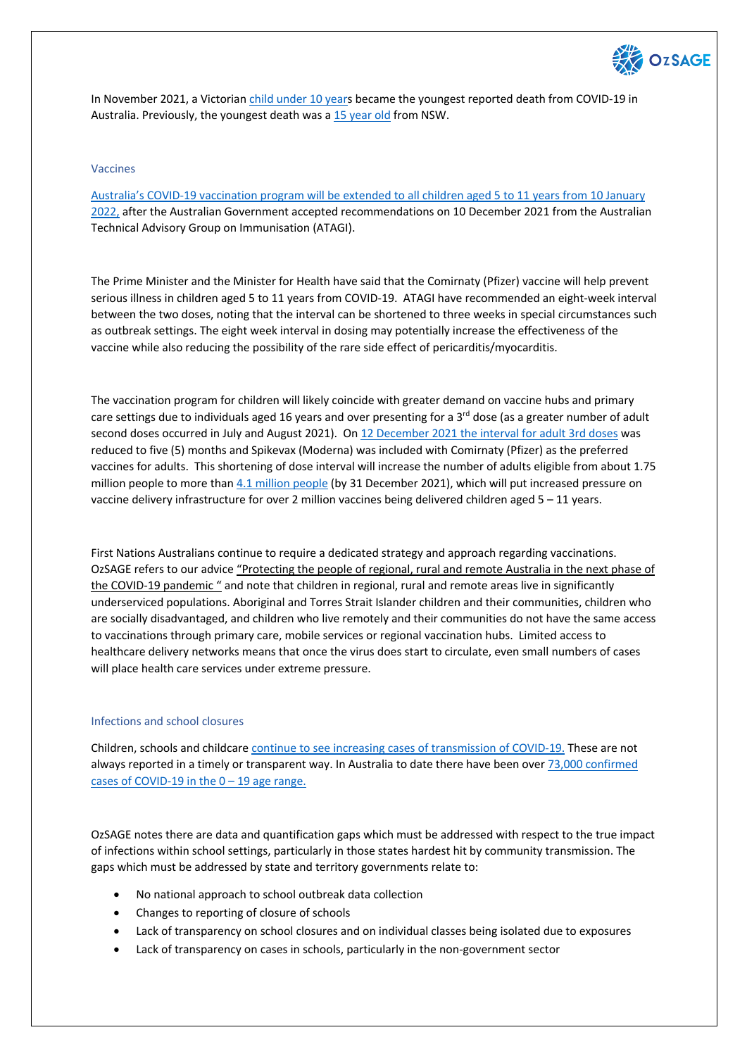In November 2021, a Victorian child under 10 years became the youngest reported death from COVID-19 in Australia. Previously, the youngest death was a 15 year old from NSW.

## Vaccines

Australia's COVID-19 vaccination program will be extended to all children aged 5 to 11 years from 10 January 2022, after the Australian Government accepted recommendations on 10 December 2021 from the Australian Technical Advisory Group on Immunisation (ATAGI).

The Prime Minister and the Minister for Health have said that the Comirnaty (Pfizer) vaccine will help prevent serious illness in children aged 5 to 11 years from COVID-19. ATAGI have recommended an eight-week interval between the two doses, noting that the interval can be shortened to three weeks in special circumstances such as outbreak settings. The eight week interval in dosing may potentially increase the effectiveness of the vaccine while also reducing the possibility of the rare side effect of pericarditis/myocarditis.

The vaccination program for children will likely coincide with greater demand on vaccine hubs and primary care settings due to individuals aged 16 years and over presenting for a 3rd dose (as a greater number of adult second doses occurred in July and August 2021). On 12 December 2021 the interval for adult 3rd doses was reduced to five (5) months and Spikevax (Moderna) was included with Comirnaty (Pfizer) as the preferred vaccines for adults. This shortening of dose interval will increase the number of adults eligible from about 1.75 million people to more than 4.1 million people (by 31 December 2021), which will put increased pressure on vaccine delivery infrastructure for over 2 million vaccines being delivered children aged 5 – 11 years.

First Nations Australians continue to require a dedicated strategy and approach regarding vaccinations. OzSAGE refers to our advice "Protecting the people of regional, rural and remote Australia in the next phase of the COVID-19 pandemic " and note that children in regional, rural and remote areas live in significantly underserviced populations. Aboriginal and Torres Strait Islander children and their communities, children who are socially disadvantaged, and children who live remotely and their communities do not have the same access to vaccinations through primary care, mobile services or regional vaccination hubs. Limited access to healthcare delivery networks means that once the virus does start to circulate, even small numbers of cases will place health care services under extreme pressure.

## Infections and school closures

Children, schools and childcare continue to see increasing cases of transmission of COVID-19. These are not always reported in a timely or transparent way. In Australia to date there have been over 73,000 confirmed cases of COVID-19 in the 0 – 19 age range.

OzSAGE notes there are data and quantification gaps which must be addressed with respect to the true impact of infections within school settings, particularly in those states hardest hit by community transmission. The gaps which must be addressed by state and territory governments relate to:

- No national approach to school outbreak data collection
- Changes to reporting of closure of schools
- Lack of transparency on school closures and on individual classes being isolated due to exposures
- Lack of transparency on cases in schools, particularly in the non-government sector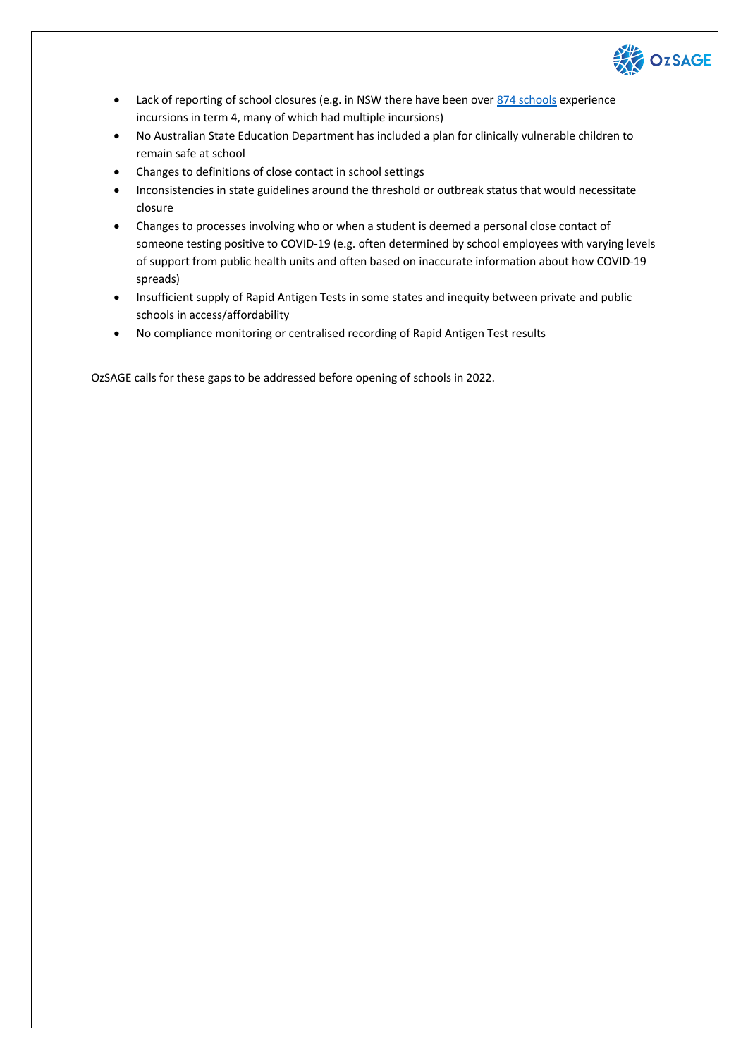- Lack of reporting of school closures (e.g. in NSW there have been over [874 schools] experience incursions in term 4, many of which had multiple incursions)
- No Australian State Education Department has included a plan for clinically vulnerable children to remain safe at school
- Changes to definitions of close contact in school settings
- Inconsistencies in state guidelines around the threshold or outbreak status that would necessitate closure
- Changes to processes involving who or when a student is deemed a personal close contact of someone testing positive to COVID-19 (e.g. often determined by school employees with varying levels of support from public health units and often based on inaccurate information about how COVID-19 spreads)
- Insufficient supply of Rapid Antigen Tests in some states and inequity between private and public schools in access/affordability
- No compliance monitoring or centralised recording of Rapid Antigen Test results

OzSAGE calls for these gaps to be addressed before opening of schools in 2022.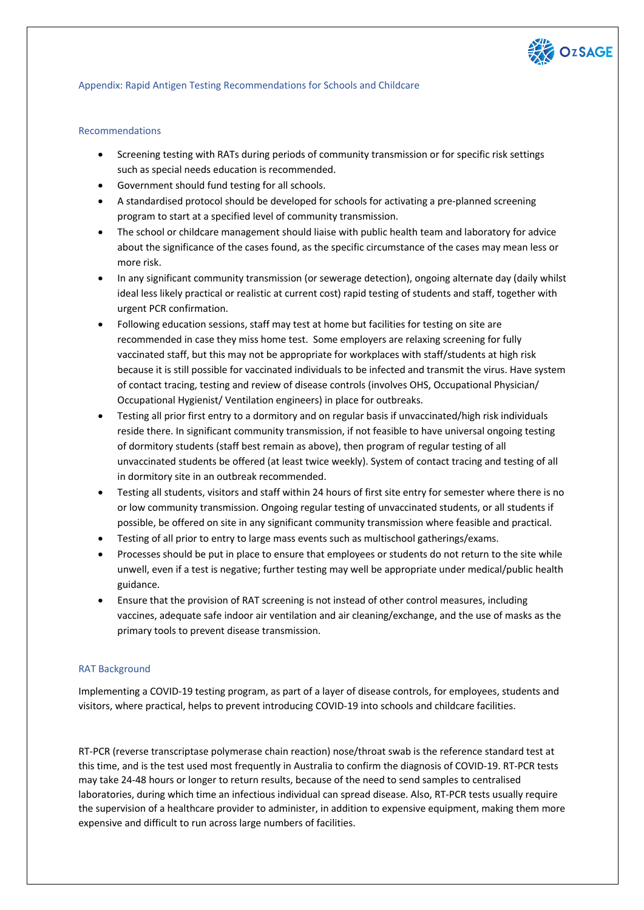## Appendix: Rapid Antigen Testing Recommendations for Schools and Childcare

### Recommendations

- Screening testing with RATs during periods of community transmission or for specific risk settings such as special needs education is recommended.
- Government should fund testing for all schools.
- A standardised protocol should be developed for schools for activating a pre-planned screening program to start at a specified level of community transmission.
- The school or childcare management should liaise with public health team and laboratory for advice about the significance of the cases found, as the specific circumstance of the cases may mean less or more risk.
- In any significant community transmission (or sewerage detection), ongoing alternate day (daily whilst ideal less likely practical or realistic at current cost) rapid testing of students and staff, together with urgent PCR confirmation.
- Following education sessions, staff may test at home but facilities for testing on site are recommended in case they miss home test. Some employers are relaxing screening for fully vaccinated staff, but this may not be appropriate for workplaces with staff/students at high risk because it is still possible for vaccinated individuals to be infected and transmit the virus. Have system of contact tracing, testing and review of disease controls (involves OHS, Occupational Physician/ Occupational Hygienist/ Ventilation engineers) in place for outbreaks.
- Testing all prior first entry to a dormitory and on regular basis if unvaccinated/high risk individuals reside there. In significant community transmission, if not feasible to have universal ongoing testing of dormitory students (staff best remain as above), then program of regular testing of all unvaccinated students be offered (at least twice weekly). System of contact tracing and testing of all in dormitory site in an outbreak recommended.
- Testing all students, visitors and staff within 24 hours of first site entry for semester where there is no or low community transmission. Ongoing regular testing of unvaccinated students, or all students if possible, be offered on site in any significant community transmission where feasible and practical.
- Testing of all prior to entry to large mass events such as multischool gatherings/exams.
- Processes should be put in place to ensure that employees or students do not return to the site while unwell, even if a test is negative; further testing may well be appropriate under medical/public health guidance.
- Ensure that the provision of RAT screening is not instead of other control measures, including vaccines, adequate safe indoor air ventilation and air cleaning/exchange, and the use of masks as the primary tools to prevent disease transmission.

### RAT Background

Implementing a COVID-19 testing program, as part of a layer of disease controls, for employees, students and visitors, where practical, helps to prevent introducing COVID-19 into schools and childcare facilities.

RT-PCR (reverse transcriptase polymerase chain reaction) nose/throat swab is the reference standard test at this time, and is the test used most frequently in Australia to confirm the diagnosis of COVID-19. RT-PCR tests may take 24-48 hours or longer to return results, because of the need to send samples to centralised laboratories, during which time an infectious individual can spread disease. Also, RT-PCR tests usually require the supervision of a healthcare provider to administer, in addition to expensive equipment, making them more expensive and difficult to run across large numbers of facilities.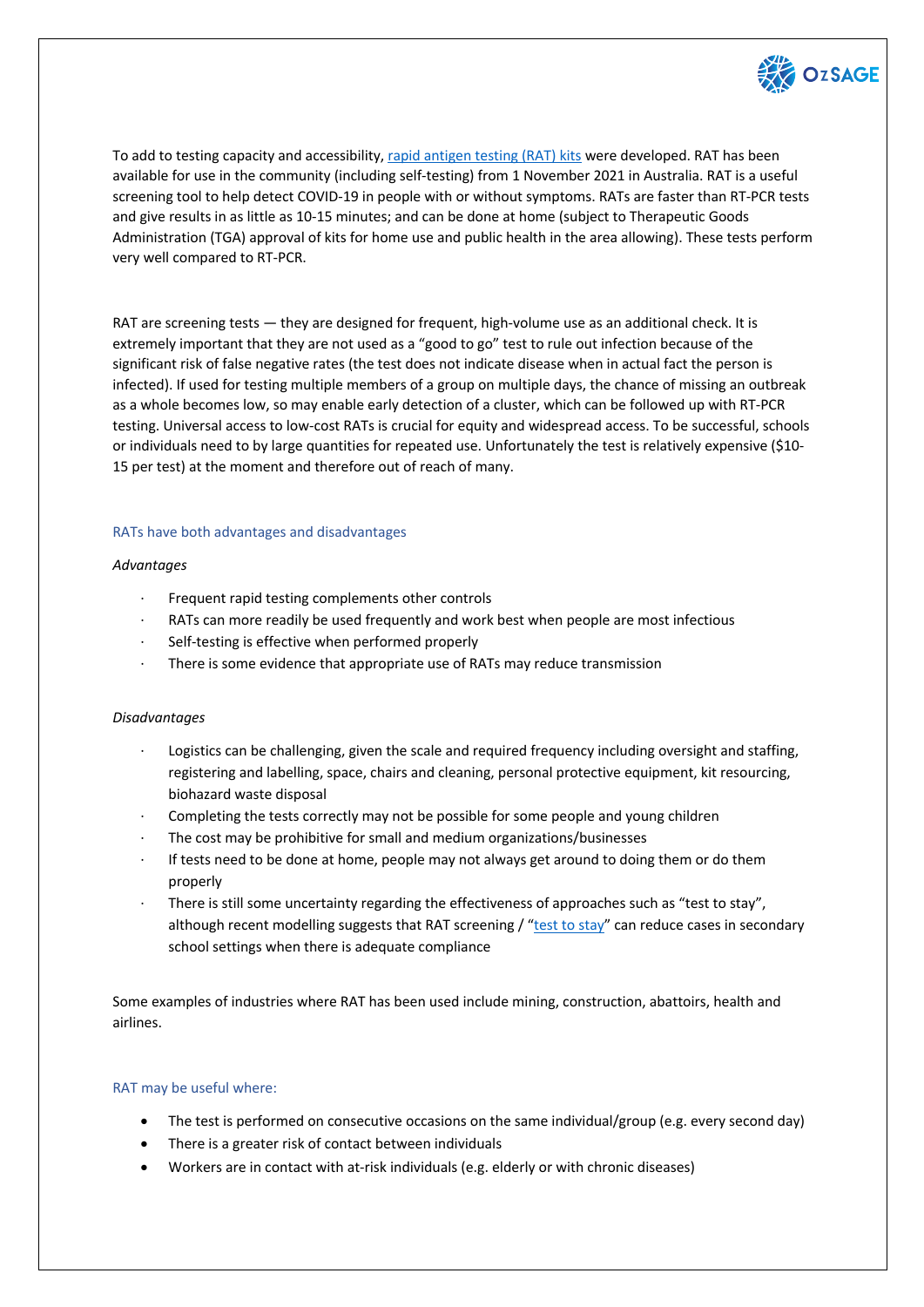To add to testing capacity and accessibility, rapid antigen testing (RAT) kits were developed. RAT has been available for use in the community (including self-testing) from 1 November 2021 in Australia. RAT is a useful screening tool to help detect COVID-19 in people with or without symptoms. RATs are faster than RT-PCR tests and give results in as little as 10-15 minutes; and can be done at home (subject to Therapeutic Goods Administration (TGA) approval of kits for home use and public health in the area allowing). These tests perform very well compared to RT-PCR.

RAT are screening tests — they are designed for frequent, high-volume use as an additional check. It is extremely important that they are not used as a "good to go" test to rule out infection because of the significant risk of false negative rates (the test does not indicate disease when in actual fact the person is infected). If used for testing multiple members of a group on multiple days, the chance of missing an outbreak as a whole becomes low, so may enable early detection of a cluster, which can be followed up with RT-PCR testing. Universal access to low-cost RATs is crucial for equity and widespread access. To be successful, schools or individuals need to by large quantities for repeated use. Unfortunately the test is relatively expensive ($10-15 per test) at the moment and therefore out of reach of many.

### RATs have both advantages and disadvantages

*Advantages*

- Frequent rapid testing complements other controls
- RATs can more readily be used frequently and work best when people are most infectious
- Self-testing is effective when performed properly
- There is some evidence that appropriate use of RATs may reduce transmission

*Disadvantages*

- Logistics can be challenging, given the scale and required frequency including oversight and staffing, registering and labelling, space, chairs and cleaning, personal protective equipment, kit resourcing, biohazard waste disposal
- Completing the tests correctly may not be possible for some people and young children
- The cost may be prohibitive for small and medium organizations/businesses
- If tests need to be done at home, people may not always get around to doing them or do them properly
- There is still some uncertainty regarding the effectiveness of approaches such as "test to stay", although recent modelling suggests that RAT screening / "test to stay" can reduce cases in secondary school settings when there is adequate compliance

Some examples of industries where RAT has been used include mining, construction, abattoirs, health and airlines.

### RAT may be useful where:

- The test is performed on consecutive occasions on the same individual/group (e.g. every second day)
- There is a greater risk of contact between individuals
- Workers are in contact with at-risk individuals (e.g. elderly or with chronic diseases)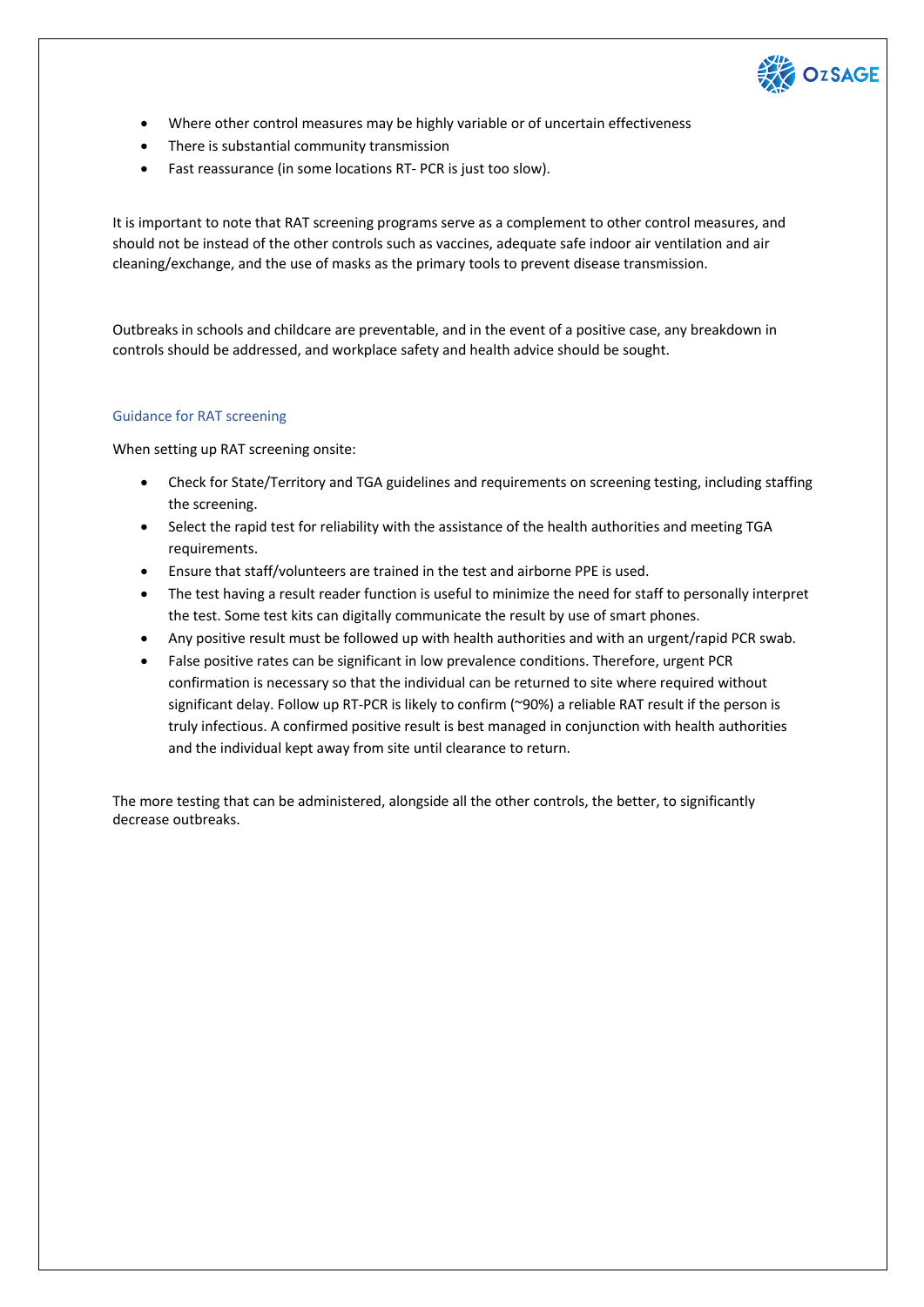- Where other control measures may be highly variable or of uncertain effectiveness
- There is substantial community transmission
- Fast reassurance (in some locations RT- PCR is just too slow).

It is important to note that RAT screening programs serve as a complement to other control measures, and should not be instead of the other controls such as vaccines, adequate safe indoor air ventilation and air cleaning/exchange, and the use of masks as the primary tools to prevent disease transmission.

Outbreaks in schools and childcare are preventable, and in the event of a positive case, any breakdown in controls should be addressed, and workplace safety and health advice should be sought.

### Guidance for RAT screening

When setting up RAT screening onsite:

- Check for State/Territory and TGA guidelines and requirements on screening testing, including staffing the screening.
- Select the rapid test for reliability with the assistance of the health authorities and meeting TGA requirements.
- Ensure that staff/volunteers are trained in the test and airborne PPE is used.
- The test having a result reader function is useful to minimize the need for staff to personally interpret the test. Some test kits can digitally communicate the result by use of smart phones.
- Any positive result must be followed up with health authorities and with an urgent/rapid PCR swab.
- False positive rates can be significant in low prevalence conditions. Therefore, urgent PCR confirmation is necessary so that the individual can be returned to site where required without significant delay. Follow up RT-PCR is likely to confirm (~90%) a reliable RAT result if the person is truly infectious. A confirmed positive result is best managed in conjunction with health authorities and the individual kept away from site until clearance to return.

The more testing that can be administered, alongside all the other controls, the better, to significantly decrease outbreaks.